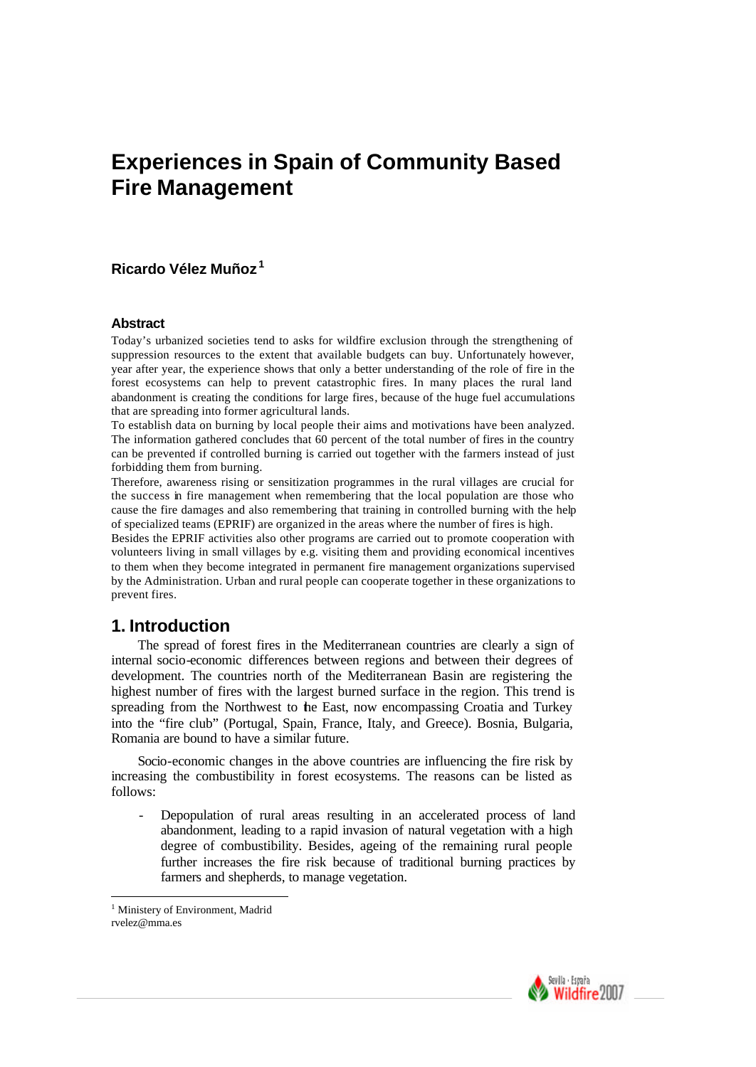# Experiences in Spain of Community Based Fire Management

**Ricardo Vélez Muñoz**[1]

### Abstract

Today's urbanized societies tend to asks for wildfire exclusion through the strengthening of suppression resources to the extent that available budgets can buy. Unfortunately however, year after year, the experience shows that only a better understanding of the role of fire in the forest ecosystems can help to prevent catastrophic fires. In many places the rural land abandonment is creating the conditions for large fires, because of the huge fuel accumulations that are spreading into former agricultural lands.

To establish data on burning by local people their aims and motivations have been analyzed. The information gathered concludes that 60 percent of the total number of fires in the country can be prevented if controlled burning is carried out together with the farmers instead of just forbidding them from burning.

Therefore, awareness rising or sensitization programmes in the rural villages are crucial for the success in fire management when remembering that the local population are those who cause the fire damages and also remembering that training in controlled burning with the help of specialized teams (EPRIF) are organized in the areas where the number of fires is high.

Besides the EPRIF activities also other programs are carried out to promote cooperation with volunteers living in small villages by e.g. visiting them and providing economical incentives to them when they become integrated in permanent fire management organizations supervised by the Administration. Urban and rural people can cooperate together in these organizations to prevent fires.

## 1. Introduction

The spread of forest fires in the Mediterranean countries are clearly a sign of internal socio-economic differences between regions and between their degrees of development. The countries north of the Mediterranean Basin are registering the highest number of fires with the largest burned surface in the region. This trend is spreading from the Northwest to the East, now encompassing Croatia and Turkey into the "fire club" (Portugal, Spain, France, Italy, and Greece). Bosnia, Bulgaria, Romania are bound to have a similar future.

Socio-economic changes in the above countries are influencing the fire risk by increasing the combustibility in forest ecosystems. The reasons can be listed as follows:

- Depopulation of rural areas resulting in an accelerated process of land abandonment, leading to a rapid invasion of natural vegetation with a high degree of combustibility. Besides, ageing of the remaining rural people further increases the fire risk because of traditional burning practices by farmers and shepherds, to manage vegetation.

[1] Ministery of Environment, Madrid
rvelez@mma.es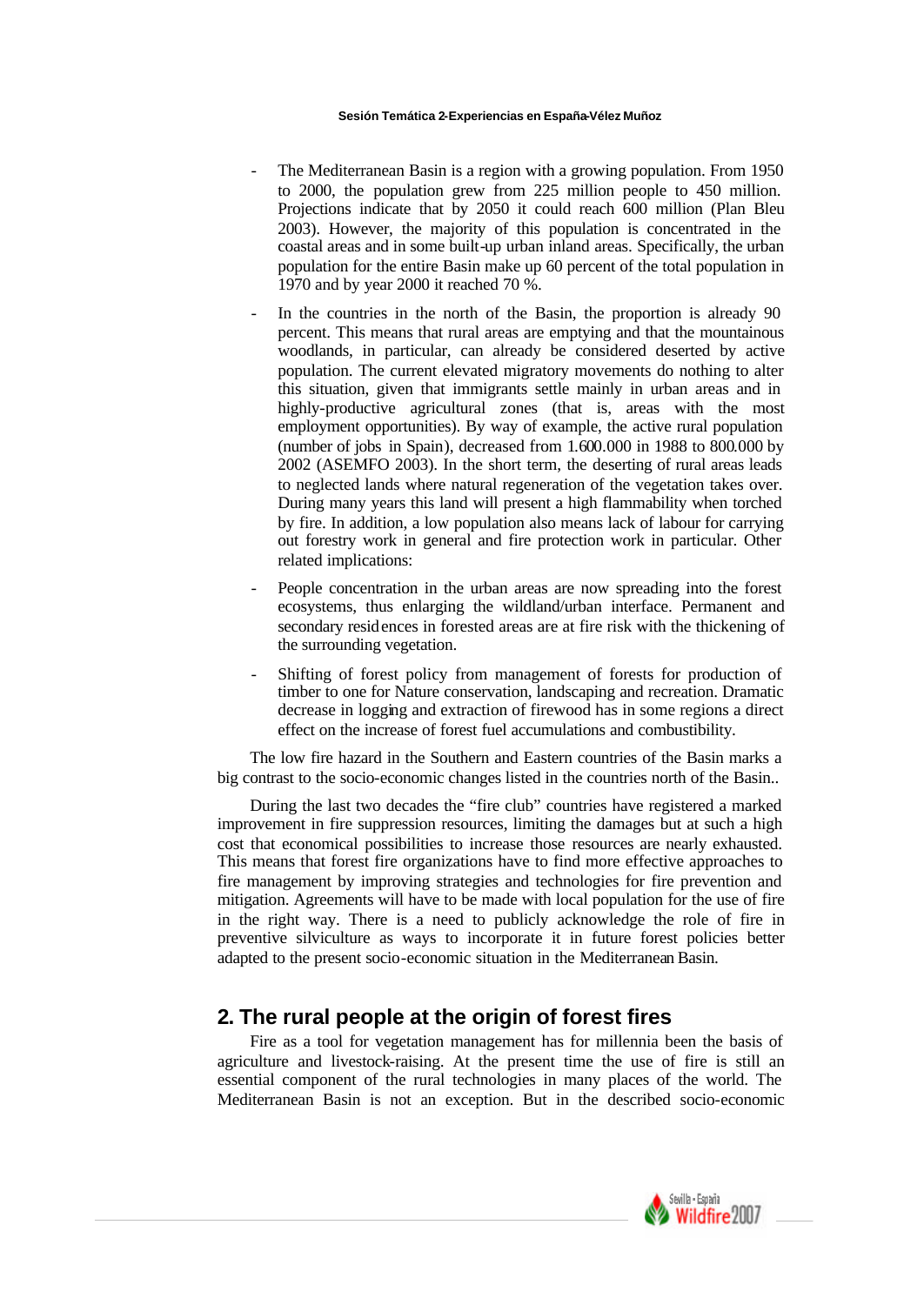- The Mediterranean Basin is a region with a growing population. From 1950 to 2000, the population grew from 225 million people to 450 million. Projections indicate that by 2050 it could reach 600 million (Plan Bleu 2003). However, the majority of this population is concentrated in the coastal areas and in some built-up urban inland areas. Specifically, the urban population for the entire Basin make up 60 percent of the total population in 1970 and by year 2000 it reached 70 %.
- In the countries in the north of the Basin, the proportion is already 90 percent. This means that rural areas are emptying and that the mountainous woodlands, in particular, can already be considered deserted by active population. The current elevated migratory movements do nothing to alter this situation, given that immigrants settle mainly in urban areas and in highly-productive agricultural zones (that is, areas with the most employment opportunities). By way of example, the active rural population (number of jobs in Spain), decreased from 1.600.000 in 1988 to 800.000 by 2002 (ASEMFO 2003). In the short term, the deserting of rural areas leads to neglected lands where natural regeneration of the vegetation takes over. During many years this land will present a high flammability when torched by fire. In addition, a low population also means lack of labour for carrying out forestry work in general and fire protection work in particular. Other related implications:
- People concentration in the urban areas are now spreading into the forest ecosystems, thus enlarging the wildland/urban interface. Permanent and secondary residences in forested areas are at fire risk with the thickening of the surrounding vegetation.
- Shifting of forest policy from management of forests for production of timber to one for Nature conservation, landscaping and recreation. Dramatic decrease in logging and extraction of firewood has in some regions a direct effect on the increase of forest fuel accumulations and combustibility.

The low fire hazard in the Southern and Eastern countries of the Basin marks a big contrast to the socio-economic changes listed in the countries north of the Basin..

During the last two decades the "fire club" countries have registered a marked improvement in fire suppression resources, limiting the damages but at such a high cost that economical possibilities to increase those resources are nearly exhausted. This means that forest fire organizations have to find more effective approaches to fire management by improving strategies and technologies for fire prevention and mitigation. Agreements will have to be made with local population for the use of fire in the right way. There is a need to publicly acknowledge the role of fire in preventive silviculture as ways to incorporate it in future forest policies better adapted to the present socio-economic situation in the Mediterranean Basin.

## 2. The rural people at the origin of forest fires

Fire as a tool for vegetation management has for millennia been the basis of agriculture and livestock-raising. At the present time the use of fire is still an essential component of the rural technologies in many places of the world. The Mediterranean Basin is not an exception. But in the described socio-economic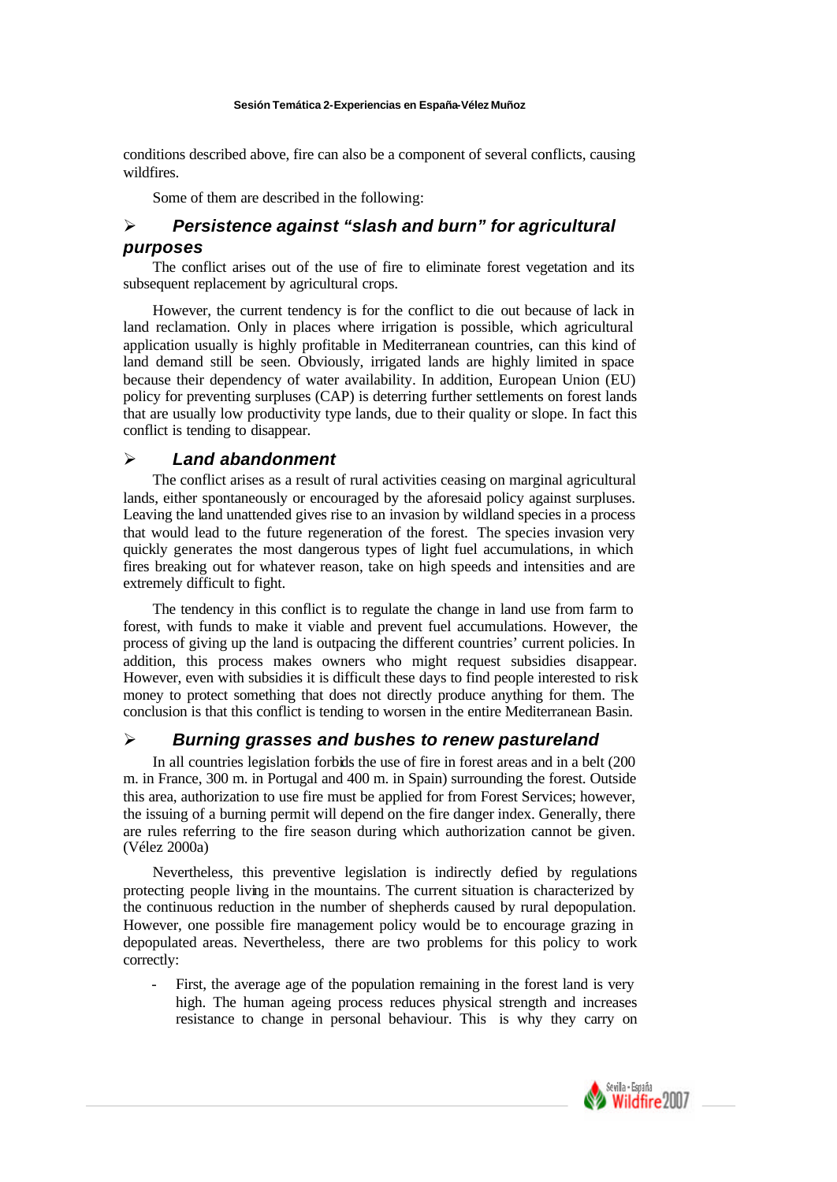conditions described above, fire can also be a component of several conflicts, causing wildfires.

Some of them are described in the following:

## ➢ *Persistence against "slash and burn" for agricultural purposes*

The conflict arises out of the use of fire to eliminate forest vegetation and its subsequent replacement by agricultural crops.

However, the current tendency is for the conflict to die out because of lack in land reclamation. Only in places where irrigation is possible, which agricultural application usually is highly profitable in Mediterranean countries, can this kind of land demand still be seen. Obviously, irrigated lands are highly limited in space because their dependency of water availability. In addition, European Union (EU) policy for preventing surpluses (CAP) is deterring further settlements on forest lands that are usually low productivity type lands, due to their quality or slope. In fact this conflict is tending to disappear.

## ➢ *Land abandonment*

The conflict arises as a result of rural activities ceasing on marginal agricultural lands, either spontaneously or encouraged by the aforesaid policy against surpluses. Leaving the land unattended gives rise to an invasion by wildland species in a process that would lead to the future regeneration of the forest. The species invasion very quickly generates the most dangerous types of light fuel accumulations, in which fires breaking out for whatever reason, take on high speeds and intensities and are extremely difficult to fight.

The tendency in this conflict is to regulate the change in land use from farm to forest, with funds to make it viable and prevent fuel accumulations. However, the process of giving up the land is outpacing the different countries' current policies. In addition, this process makes owners who might request subsidies disappear. However, even with subsidies it is difficult these days to find people interested to risk money to protect something that does not directly produce anything for them. The conclusion is that this conflict is tending to worsen in the entire Mediterranean Basin.

## ➢ *Burning grasses and bushes to renew pastureland*

In all countries legislation forbids the use of fire in forest areas and in a belt (200 m. in France, 300 m. in Portugal and 400 m. in Spain) surrounding the forest. Outside this area, authorization to use fire must be applied for from Forest Services; however, the issuing of a burning permit will depend on the fire danger index. Generally, there are rules referring to the fire season during which authorization cannot be given. (Vélez 2000a)

Nevertheless, this preventive legislation is indirectly defied by regulations protecting people living in the mountains. The current situation is characterized by the continuous reduction in the number of shepherds caused by rural depopulation. However, one possible fire management policy would be to encourage grazing in depopulated areas. Nevertheless, there are two problems for this policy to work correctly:

- First, the average age of the population remaining in the forest land is very high. The human ageing process reduces physical strength and increases resistance to change in personal behaviour. This is why they carry on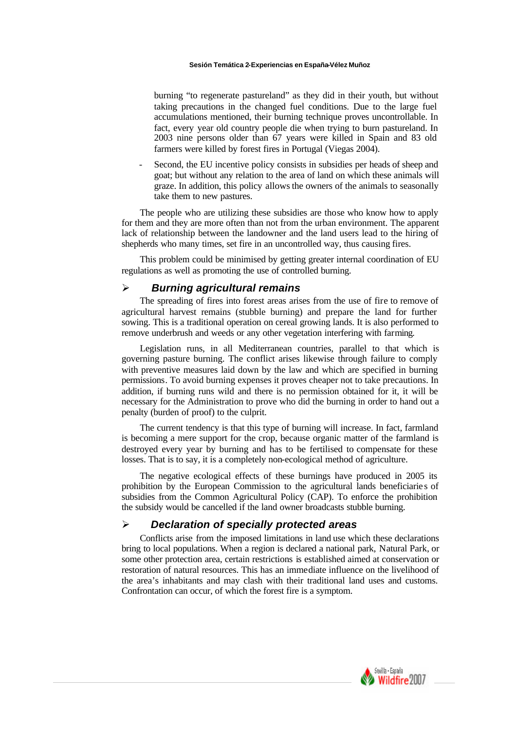burning "to regenerate pastureland" as they did in their youth, but without taking precautions in the changed fuel conditions. Due to the large fuel accumulations mentioned, their burning technique proves uncontrollable. In fact, every year old country people die when trying to burn pastureland. In 2003 nine persons older than 67 years were killed in Spain and 83 old farmers were killed by forest fires in Portugal (Viegas 2004).

- Second, the EU incentive policy consists in subsidies per heads of sheep and goat; but without any relation to the area of land on which these animals will graze. In addition, this policy allows the owners of the animals to seasonally take them to new pastures.

The people who are utilizing these subsidies are those who know how to apply for them and they are more often than not from the urban environment. The apparent lack of relationship between the landowner and the land users lead to the hiring of shepherds who many times, set fire in an uncontrolled way, thus causing fires.

This problem could be minimised by getting greater internal coordination of EU regulations as well as promoting the use of controlled burning.

### ***Burning agricultural remains***

The spreading of fires into forest areas arises from the use of fire to remove of agricultural harvest remains (stubble burning) and prepare the land for further sowing. This is a traditional operation on cereal growing lands. It is also performed to remove underbrush and weeds or any other vegetation interfering with farming.

Legislation runs, in all Mediterranean countries, parallel to that which is governing pasture burning. The conflict arises likewise through failure to comply with preventive measures laid down by the law and which are specified in burning permissions. To avoid burning expenses it proves cheaper not to take precautions. In addition, if burning runs wild and there is no permission obtained for it, it will be necessary for the Administration to prove who did the burning in order to hand out a penalty (burden of proof) to the culprit.

The current tendency is that this type of burning will increase. In fact, farmland is becoming a mere support for the crop, because organic matter of the farmland is destroyed every year by burning and has to be fertilised to compensate for these losses. That is to say, it is a completely non-ecological method of agriculture.

The negative ecological effects of these burnings have produced in 2005 its prohibition by the European Commission to the agricultural lands beneficiaries of subsidies from the Common Agricultural Policy (CAP). To enforce the prohibition the subsidy would be cancelled if the land owner broadcasts stubble burning.

### ***Declaration of specially protected areas***

Conflicts arise from the imposed limitations in land use which these declarations bring to local populations. When a region is declared a national park, Natural Park, or some other protection area, certain restrictions is established aimed at conservation or restoration of natural resources. This has an immediate influence on the livelihood of the area's inhabitants and may clash with their traditional land uses and customs. Confrontation can occur, of which the forest fire is a symptom.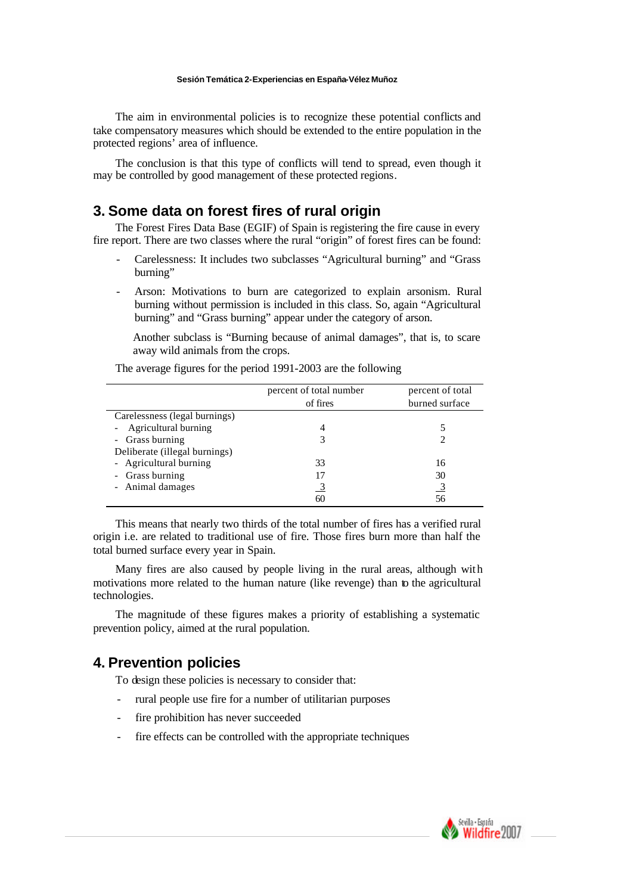The aim in environmental policies is to recognize these potential conflicts and take compensatory measures which should be extended to the entire population in the protected regions' area of influence.

The conclusion is that this type of conflicts will tend to spread, even though it may be controlled by good management of these protected regions.

## 3. Some data on forest fires of rural origin

The Forest Fires Data Base (EGIF) of Spain is registering the fire cause in every fire report. There are two classes where the rural "origin" of forest fires can be found:

- Carelessness: It includes two subclasses "Agricultural burning" and "Grass burning"
- Arson: Motivations to burn are categorized to explain arsonism. Rural burning without permission is included in this class. So, again "Agricultural burning" and "Grass burning" appear under the category of arson.

  Another subclass is "Burning because of animal damages", that is, to scare away wild animals from the crops.

The average figures for the period 1991-2003 are the following

| | percent of total number of fires | percent of total burned surface |
|---|---|---|
| Carelessness (legal burnings) | | |
| - Agricultural burning | 4 | 5 |
| - Grass burning | 3 | 2 |
| Deliberate (illegal burnings) | | |
| - Agricultural burning | 33 | 16 |
| - Grass burning | 17 | 30 |
| - Animal damages | 3 | 3 |
| | 60 | 56 |

This means that nearly two thirds of the total number of fires has a verified rural origin i.e. are related to traditional use of fire. Those fires burn more than half the total burned surface every year in Spain.

Many fires are also caused by people living in the rural areas, although with motivations more related to the human nature (like revenge) than to the agricultural technologies.

The magnitude of these figures makes a priority of establishing a systematic prevention policy, aimed at the rural population.

## 4. Prevention policies

To design these policies is necessary to consider that:

- rural people use fire for a number of utilitarian purposes
- fire prohibition has never succeeded
- fire effects can be controlled with the appropriate techniques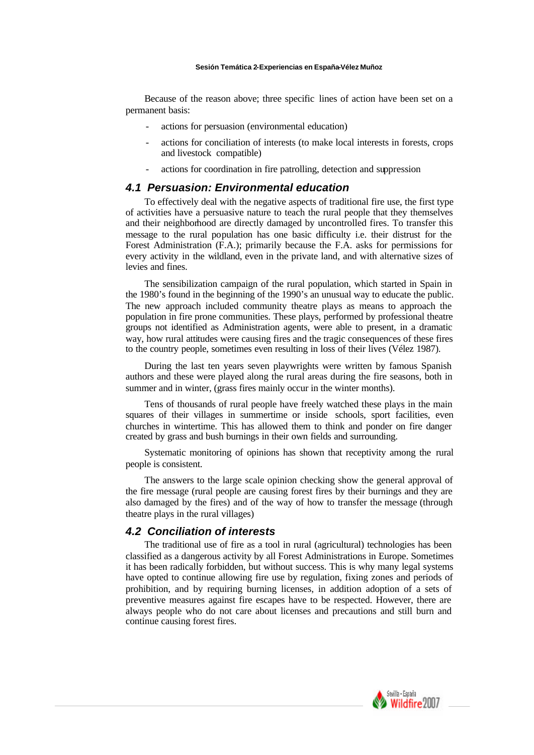Because of the reason above; three specific lines of action have been set on a permanent basis:

- actions for persuasion (environmental education)
- actions for conciliation of interests (to make local interests in forests, crops and livestock compatible)
- actions for coordination in fire patrolling, detection and suppression

### *4.1 Persuasion: Environmental education*

To effectively deal with the negative aspects of traditional fire use, the first type of activities have a persuasive nature to teach the rural people that they themselves and their neighborhood are directly damaged by uncontrolled fires. To transfer this message to the rural population has one basic difficulty i.e. their distrust for the Forest Administration (F.A.); primarily because the F.A. asks for permissions for every activity in the wildland, even in the private land, and with alternative sizes of levies and fines.

The sensibilization campaign of the rural population, which started in Spain in the 1980's found in the beginning of the 1990's an unusual way to educate the public. The new approach included community theatre plays as means to approach the population in fire prone communities. These plays, performed by professional theatre groups not identified as Administration agents, were able to present, in a dramatic way, how rural attitudes were causing fires and the tragic consequences of these fires to the country people, sometimes even resulting in loss of their lives (Vélez 1987).

During the last ten years seven playwrights were written by famous Spanish authors and these were played along the rural areas during the fire seasons, both in summer and in winter, (grass fires mainly occur in the winter months).

Tens of thousands of rural people have freely watched these plays in the main squares of their villages in summertime or inside schools, sport facilities, even churches in wintertime. This has allowed them to think and ponder on fire danger created by grass and bush burnings in their own fields and surrounding.

Systematic monitoring of opinions has shown that receptivity among the rural people is consistent.

The answers to the large scale opinion checking show the general approval of the fire message (rural people are causing forest fires by their burnings and they are also damaged by the fires) and of the way of how to transfer the message (through theatre plays in the rural villages)

### *4.2 Conciliation of interests*

The traditional use of fire as a tool in rural (agricultural) technologies has been classified as a dangerous activity by all Forest Administrations in Europe. Sometimes it has been radically forbidden, but without success. This is why many legal systems have opted to continue allowing fire use by regulation, fixing zones and periods of prohibition, and by requiring burning licenses, in addition adoption of a sets of preventive measures against fire escapes have to be respected. However, there are always people who do not care about licenses and precautions and still burn and continue causing forest fires.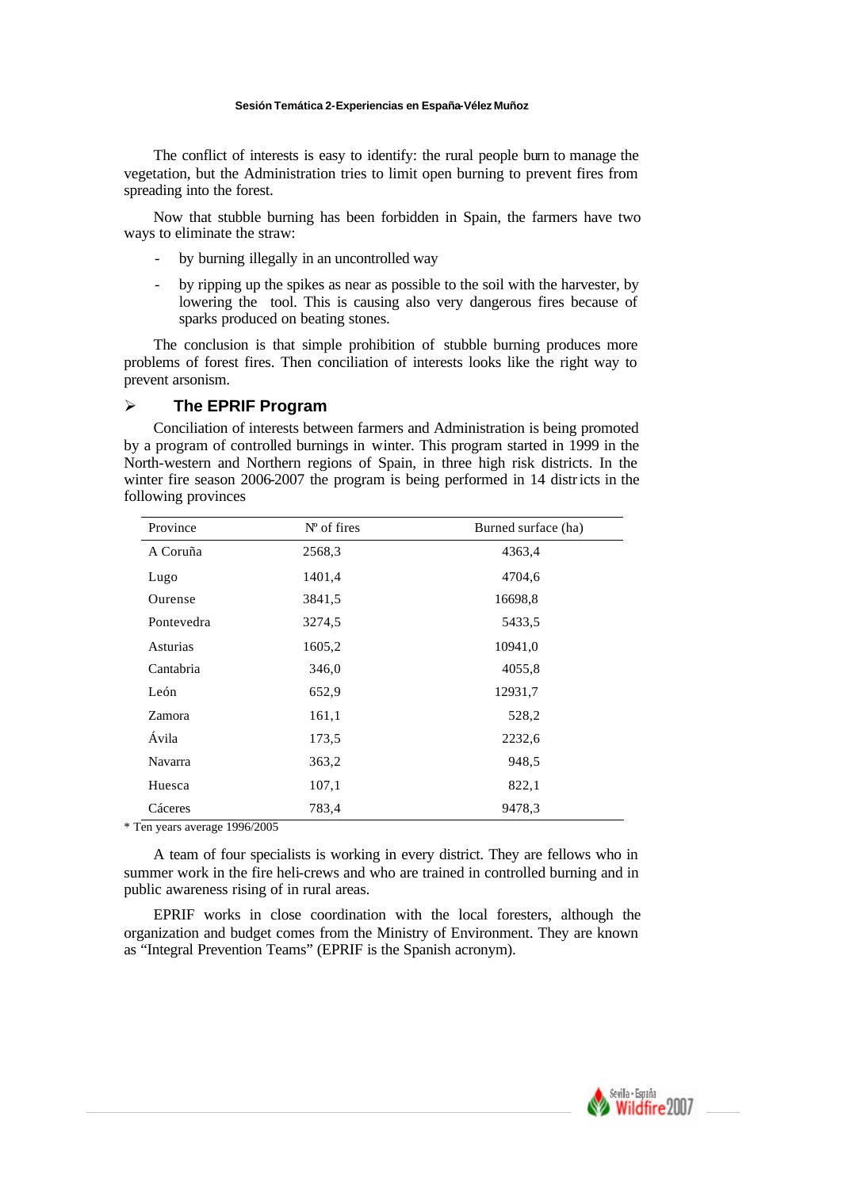The conflict of interests is easy to identify: the rural people burn to manage the vegetation, but the Administration tries to limit open burning to prevent fires from spreading into the forest.

Now that stubble burning has been forbidden in Spain, the farmers have two ways to eliminate the straw:

- by burning illegally in an uncontrolled way
- by ripping up the spikes as near as possible to the soil with the harvester, by lowering the tool. This is causing also very dangerous fires because of sparks produced on beating stones.

The conclusion is that simple prohibition of stubble burning produces more problems of forest fires. Then conciliation of interests looks like the right way to prevent arsonism.

## The EPRIF Program

Conciliation of interests between farmers and Administration is being promoted by a program of controlled burnings in winter. This program started in 1999 in the North-western and Northern regions of Spain, in three high risk districts. In the winter fire season 2006-2007 the program is being performed in 14 districts in the following provinces

| Province | Nº of fires | Burned surface (ha) |
|---|---|---|
| A Coruña | 2568,3 | 4363,4 |
| Lugo | 1401,4 | 4704,6 |
| Ourense | 3841,5 | 16698,8 |
| Pontevedra | 3274,5 | 5433,5 |
| Asturias | 1605,2 | 10941,0 |
| Cantabria | 346,0 | 4055,8 |
| León | 652,9 | 12931,7 |
| Zamora | 161,1 | 528,2 |
| Ávila | 173,5 | 2232,6 |
| Navarra | 363,2 | 948,5 |
| Huesca | 107,1 | 822,1 |
| Cáceres | 783,4 | 9478,3 |

* Ten years average 1996/2005

A team of four specialists is working in every district. They are fellows who in summer work in the fire heli-crews and who are trained in controlled burning and in public awareness rising of in rural areas.

EPRIF works in close coordination with the local foresters, although the organization and budget comes from the Ministry of Environment. They are known as "Integral Prevention Teams" (EPRIF is the Spanish acronym).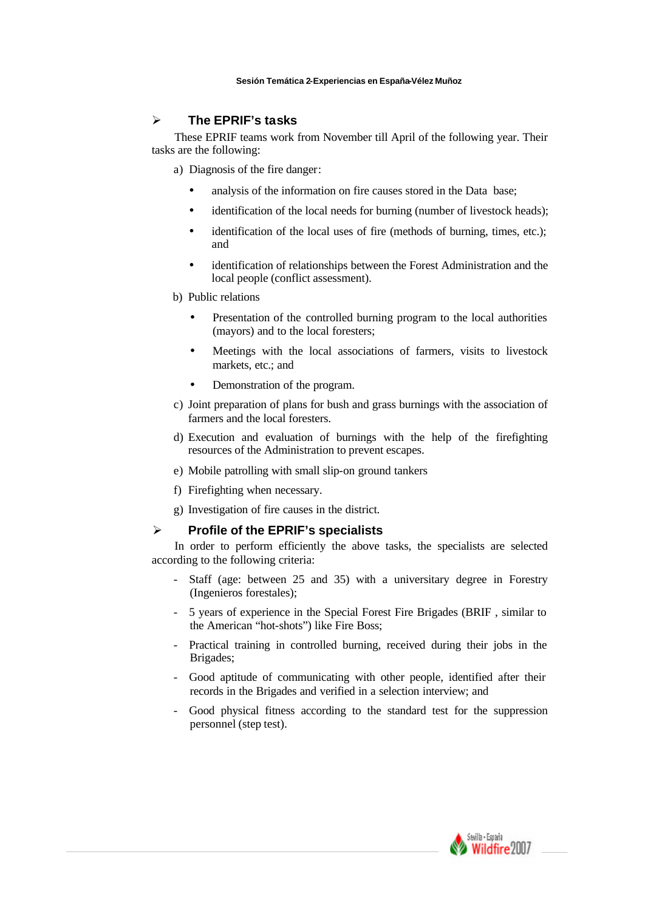## ➢ The EPRIF's tasks

These EPRIF teams work from November till April of the following year. Their tasks are the following:

a) Diagnosis of the fire danger:

- analysis of the information on fire causes stored in the Data base;
- identification of the local needs for burning (number of livestock heads);
- identification of the local uses of fire (methods of burning, times, etc.); and
- identification of relationships between the Forest Administration and the local people (conflict assessment).

b) Public relations

- Presentation of the controlled burning program to the local authorities (mayors) and to the local foresters;
- Meetings with the local associations of farmers, visits to livestock markets, etc.; and
- Demonstration of the program.

c) Joint preparation of plans for bush and grass burnings with the association of farmers and the local foresters.

d) Execution and evaluation of burnings with the help of the firefighting resources of the Administration to prevent escapes.

e) Mobile patrolling with small slip-on ground tankers

f) Firefighting when necessary.

g) Investigation of fire causes in the district.

## ➢ Profile of the EPRIF's specialists

In order to perform efficiently the above tasks, the specialists are selected according to the following criteria:

- Staff (age: between 25 and 35) with a universitary degree in Forestry (Ingenieros forestales);
- 5 years of experience in the Special Forest Fire Brigades (BRIF , similar to the American "hot-shots") like Fire Boss;
- Practical training in controlled burning, received during their jobs in the Brigades;
- Good aptitude of communicating with other people, identified after their records in the Brigades and verified in a selection interview; and
- Good physical fitness according to the standard test for the suppression personnel (step test).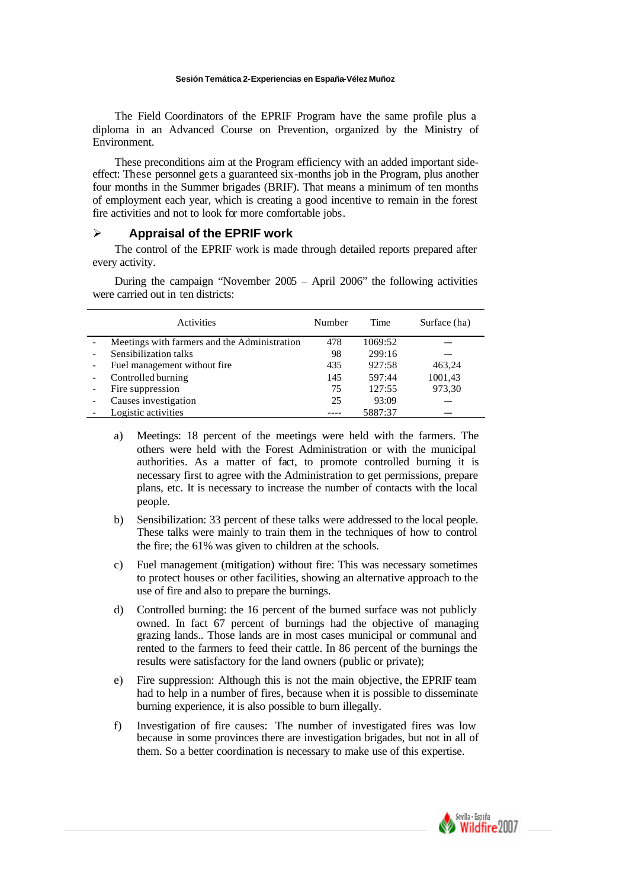The Field Coordinators of the EPRIF Program have the same profile plus a diploma in an Advanced Course on Prevention, organized by the Ministry of Environment.

These preconditions aim at the Program efficiency with an added important side-effect: These personnel gets a guaranteed six-months job in the Program, plus another four months in the Summer brigades (BRIF). That means a minimum of ten months of employment each year, which is creating a good incentive to remain in the forest fire activities and not to look for more comfortable jobs.

## Appraisal of the EPRIF work

The control of the EPRIF work is made through detailed reports prepared after every activity.

During the campaign "November 2005 – April 2006" the following activities were carried out in ten districts:

| Activities | Number | Time | Surface (ha) |
|---|---|---|---|
| - Meetings with farmers and the Administration | 478 | 1069:52 | — |
| - Sensibilization talks | 98 | 299:16 | — |
| - Fuel management without fire | 435 | 927:58 | 463,24 |
| - Controlled burning | 145 | 597:44 | 1001,43 |
| - Fire suppression | 75 | 127:55 | 973,30 |
| - Causes investigation | 25 | 93:09 | — |
| - Logistic activities | ---- | 5887:37 | — |

a) Meetings: 18 percent of the meetings were held with the farmers. The others were held with the Forest Administration or with the municipal authorities. As a matter of fact, to promote controlled burning it is necessary first to agree with the Administration to get permissions, prepare plans, etc. It is necessary to increase the number of contacts with the local people.

b) Sensibilization: 33 percent of these talks were addressed to the local people. These talks were mainly to train them in the techniques of how to control the fire; the 61% was given to children at the schools.

c) Fuel management (mitigation) without fire: This was necessary sometimes to protect houses or other facilities, showing an alternative approach to the use of fire and also to prepare the burnings.

d) Controlled burning: the 16 percent of the burned surface was not publicly owned. In fact 67 percent of burnings had the objective of managing grazing lands.. Those lands are in most cases municipal or communal and rented to the farmers to feed their cattle. In 86 percent of the burnings the results were satisfactory for the land owners (public or private);

e) Fire suppression: Although this is not the main objective, the EPRIF team had to help in a number of fires, because when it is possible to disseminate burning experience, it is also possible to burn illegally.

f) Investigation of fire causes: The number of investigated fires was low because in some provinces there are investigation brigades, but not in all of them. So a better coordination is necessary to make use of this expertise.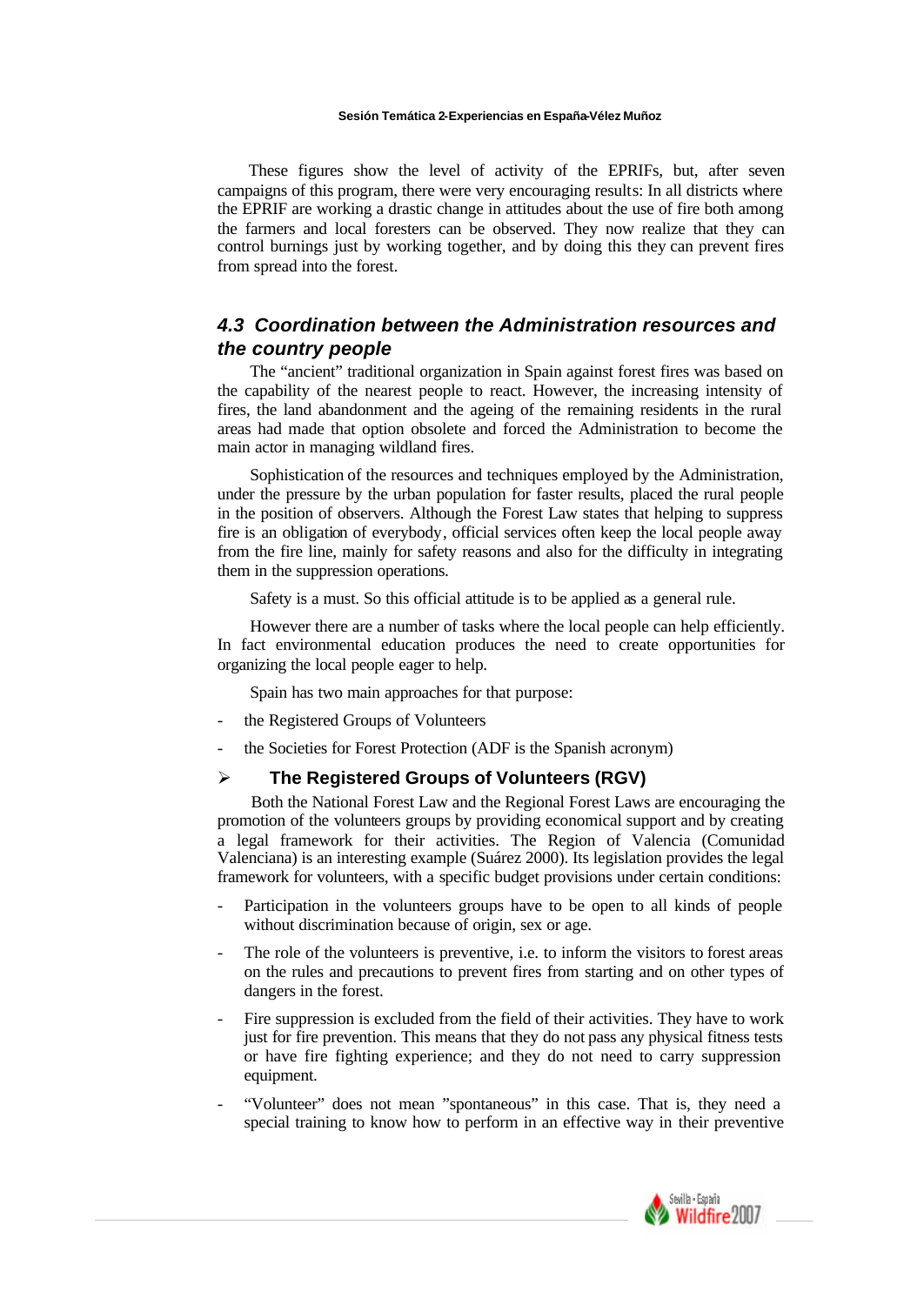These figures show the level of activity of the EPRIFs, but, after seven campaigns of this program, there were very encouraging results: In all districts where the EPRIF are working a drastic change in attitudes about the use of fire both among the farmers and local foresters can be observed. They now realize that they can control burnings just by working together, and by doing this they can prevent fires from spread into the forest.

## *4.3 Coordination between the Administration resources and the country people*

The "ancient" traditional organization in Spain against forest fires was based on the capability of the nearest people to react. However, the increasing intensity of fires, the land abandonment and the ageing of the remaining residents in the rural areas had made that option obsolete and forced the Administration to become the main actor in managing wildland fires.

Sophistication of the resources and techniques employed by the Administration, under the pressure by the urban population for faster results, placed the rural people in the position of observers. Although the Forest Law states that helping to suppress fire is an obligation of everybody, official services often keep the local people away from the fire line, mainly for safety reasons and also for the difficulty in integrating them in the suppression operations.

Safety is a must. So this official attitude is to be applied as a general rule.

However there are a number of tasks where the local people can help efficiently. In fact environmental education produces the need to create opportunities for organizing the local people eager to help.

Spain has two main approaches for that purpose:

- the Registered Groups of Volunteers
- the Societies for Forest Protection (ADF is the Spanish acronym)

### ➢ The Registered Groups of Volunteers (RGV)

Both the National Forest Law and the Regional Forest Laws are encouraging the promotion of the volunteers groups by providing economical support and by creating a legal framework for their activities. The Region of Valencia (Comunidad Valenciana) is an interesting example (Suárez 2000). Its legislation provides the legal framework for volunteers, with a specific budget provisions under certain conditions:

- Participation in the volunteers groups have to be open to all kinds of people without discrimination because of origin, sex or age.
- The role of the volunteers is preventive, i.e. to inform the visitors to forest areas on the rules and precautions to prevent fires from starting and on other types of dangers in the forest.
- Fire suppression is excluded from the field of their activities. They have to work just for fire prevention. This means that they do not pass any physical fitness tests or have fire fighting experience; and they do not need to carry suppression equipment.
- "Volunteer" does not mean "spontaneous" in this case. That is, they need a special training to know how to perform in an effective way in their preventive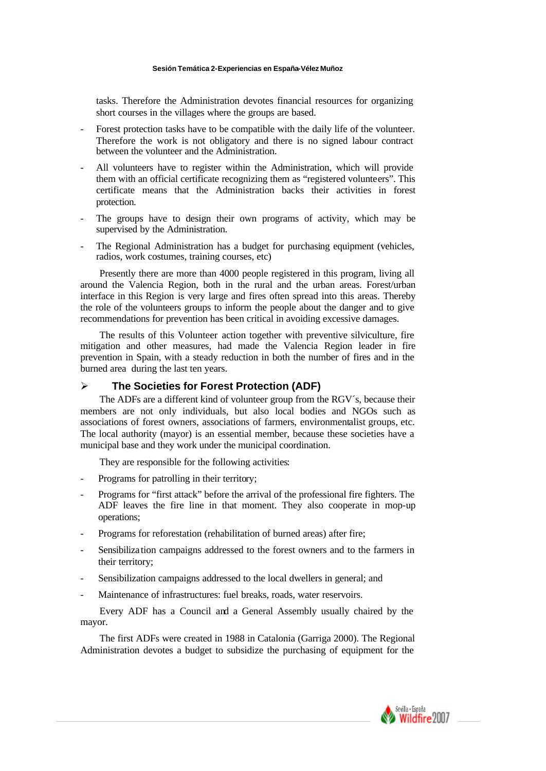tasks. Therefore the Administration devotes financial resources for organizing short courses in the villages where the groups are based.

- Forest protection tasks have to be compatible with the daily life of the volunteer. Therefore the work is not obligatory and there is no signed labour contract between the volunteer and the Administration.
- All volunteers have to register within the Administration, which will provide them with an official certificate recognizing them as "registered volunteers". This certificate means that the Administration backs their activities in forest protection.
- The groups have to design their own programs of activity, which may be supervised by the Administration.
- The Regional Administration has a budget for purchasing equipment (vehicles, radios, work costumes, training courses, etc)

Presently there are more than 4000 people registered in this program, living all around the Valencia Region, both in the rural and the urban areas. Forest/urban interface in this Region is very large and fires often spread into this areas. Thereby the role of the volunteers groups to inform the people about the danger and to give recommendations for prevention has been critical in avoiding excessive damages.

The results of this Volunteer action together with preventive silviculture, fire mitigation and other measures, had made the Valencia Region leader in fire prevention in Spain, with a steady reduction in both the number of fires and in the burned area during the last ten years.

## The Societies for Forest Protection (ADF)

The ADFs are a different kind of volunteer group from the RGV´s, because their members are not only individuals, but also local bodies and NGOs such as associations of forest owners, associations of farmers, environmentalist groups, etc. The local authority (mayor) is an essential member, because these societies have a municipal base and they work under the municipal coordination.

They are responsible for the following activities:

- Programs for patrolling in their territory;
- Programs for "first attack" before the arrival of the professional fire fighters. The ADF leaves the fire line in that moment. They also cooperate in mop-up operations;
- Programs for reforestation (rehabilitation of burned areas) after fire;
- Sensibilization campaigns addressed to the forest owners and to the farmers in their territory;
- Sensibilization campaigns addressed to the local dwellers in general; and
- Maintenance of infrastructures: fuel breaks, roads, water reservoirs.

Every ADF has a Council and a General Assembly usually chaired by the mayor.

The first ADFs were created in 1988 in Catalonia (Garriga 2000). The Regional Administration devotes a budget to subsidize the purchasing of equipment for the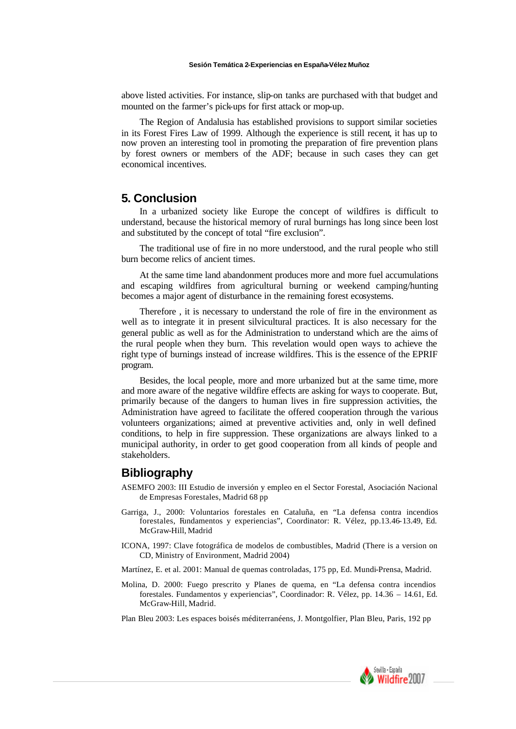above listed activities. For instance, slip-on tanks are purchased with that budget and mounted on the farmer's pick-ups for first attack or mop-up.

The Region of Andalusia has established provisions to support similar societies in its Forest Fires Law of 1999. Although the experience is still recent, it has up to now proven an interesting tool in promoting the preparation of fire prevention plans by forest owners or members of the ADF; because in such cases they can get economical incentives.

## 5. Conclusion

In a urbanized society like Europe the concept of wildfires is difficult to understand, because the historical memory of rural burnings has long since been lost and substituted by the concept of total "fire exclusion".

The traditional use of fire in no more understood, and the rural people who still burn become relics of ancient times.

At the same time land abandonment produces more and more fuel accumulations and escaping wildfires from agricultural burning or weekend camping/hunting becomes a major agent of disturbance in the remaining forest ecosystems.

Therefore , it is necessary to understand the role of fire in the environment as well as to integrate it in present silvicultural practices. It is also necessary for the general public as well as for the Administration to understand which are the aims of the rural people when they burn. This revelation would open ways to achieve the right type of burnings instead of increase wildfires. This is the essence of the EPRIF program.

Besides, the local people, more and more urbanized but at the same time, more and more aware of the negative wildfire effects are asking for ways to cooperate. But, primarily because of the dangers to human lives in fire suppression activities, the Administration have agreed to facilitate the offered cooperation through the various volunteers organizations; aimed at preventive activities and, only in well defined conditions, to help in fire suppression. These organizations are always linked to a municipal authority, in order to get good cooperation from all kinds of people and stakeholders.

## Bibliography

ASEMFO 2003: III Estudio de inversión y empleo en el Sector Forestal, Asociación Nacional de Empresas Forestales, Madrid 68 pp

Garriga, J., 2000: Voluntarios forestales en Cataluña, en "La defensa contra incendios forestales, Fundamentos y experiencias", Coordinator: R. Vélez, pp.13.46-13.49, Ed. McGraw-Hill, Madrid

ICONA, 1997: Clave fotográfica de modelos de combustibles, Madrid (There is a version on CD, Ministry of Environment, Madrid 2004)

Martínez, E. et al. 2001: Manual de quemas controladas, 175 pp, Ed. Mundi-Prensa, Madrid.

Molina, D. 2000: Fuego prescrito y Planes de quema, en "La defensa contra incendios forestales. Fundamentos y experiencias", Coordinador: R. Vélez, pp. 14.36 – 14.61, Ed. McGraw-Hill, Madrid.

Plan Bleu 2003: Les espaces boisés méditerranéens, J. Montgolfier, Plan Bleu, Paris, 192 pp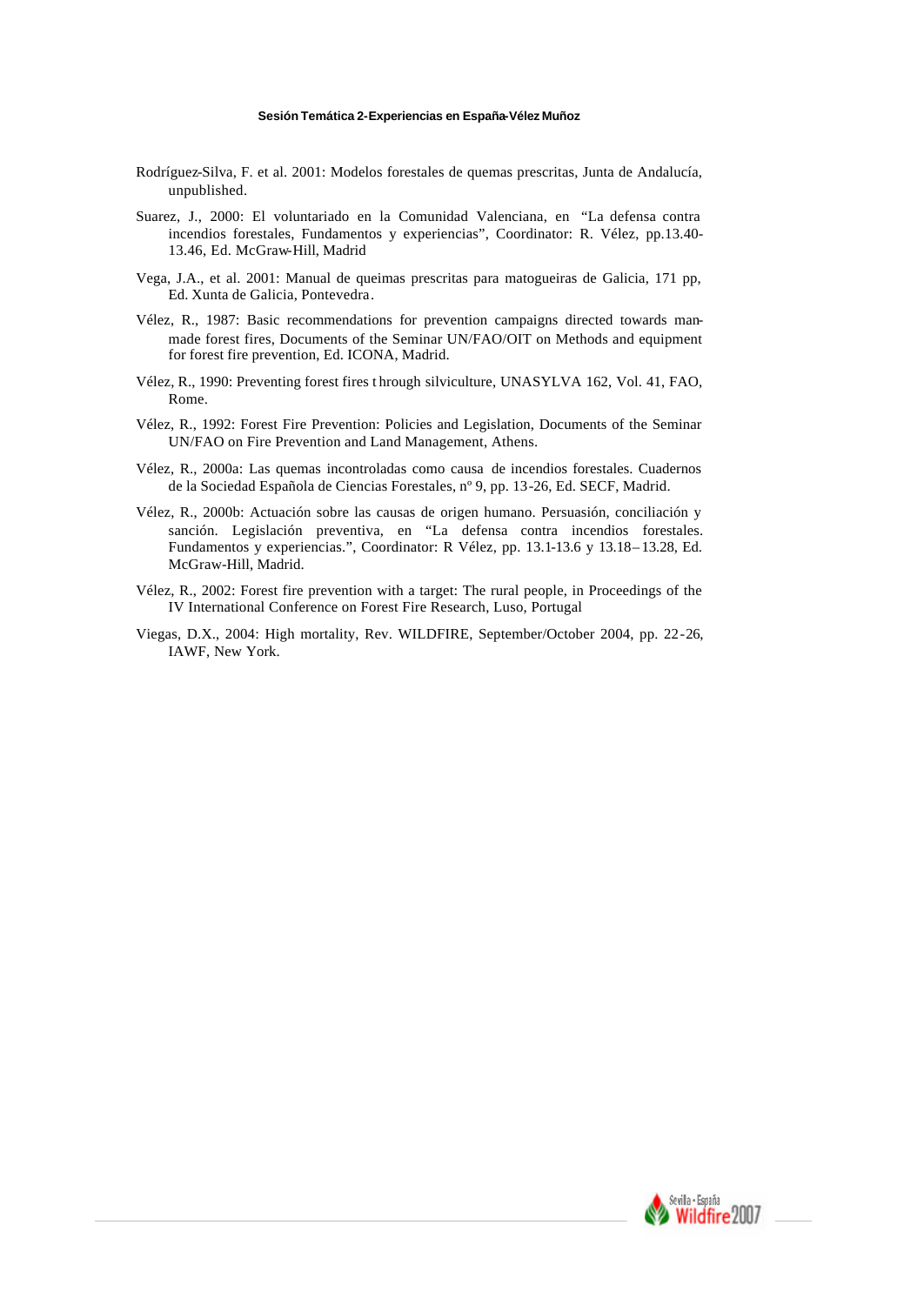Rodríguez-Silva, F. et al. 2001: Modelos forestales de quemas prescritas, Junta de Andalucía, unpublished.

Suarez, J., 2000: El voluntariado en la Comunidad Valenciana, en "La defensa contra incendios forestales, Fundamentos y experiencias", Coordinator: R. Vélez, pp.13.40-13.46, Ed. McGraw-Hill, Madrid

Vega, J.A., et al. 2001: Manual de queimas prescritas para matogueiras de Galicia, 171 pp, Ed. Xunta de Galicia, Pontevedra.

Vélez, R., 1987: Basic recommendations for prevention campaigns directed towards man-made forest fires, Documents of the Seminar UN/FAO/OIT on Methods and equipment for forest fire prevention, Ed. ICONA, Madrid.

Vélez, R., 1990: Preventing forest fires through silviculture, UNASYLVA 162, Vol. 41, FAO, Rome.

Vélez, R., 1992: Forest Fire Prevention: Policies and Legislation, Documents of the Seminar UN/FAO on Fire Prevention and Land Management, Athens.

Vélez, R., 2000a: Las quemas incontroladas como causa de incendios forestales. Cuadernos de la Sociedad Española de Ciencias Forestales, nº 9, pp. 13-26, Ed. SECF, Madrid.

Vélez, R., 2000b: Actuación sobre las causas de origen humano. Persuasión, conciliación y sanción. Legislación preventiva, en "La defensa contra incendios forestales. Fundamentos y experiencias.", Coordinator: R Vélez, pp. 13.1-13.6 y 13.18–13.28, Ed. McGraw-Hill, Madrid.

Vélez, R., 2002: Forest fire prevention with a target: The rural people, in Proceedings of the IV International Conference on Forest Fire Research, Luso, Portugal

Viegas, D.X., 2004: High mortality, Rev. WILDFIRE, September/October 2004, pp. 22-26, IAWF, New York.